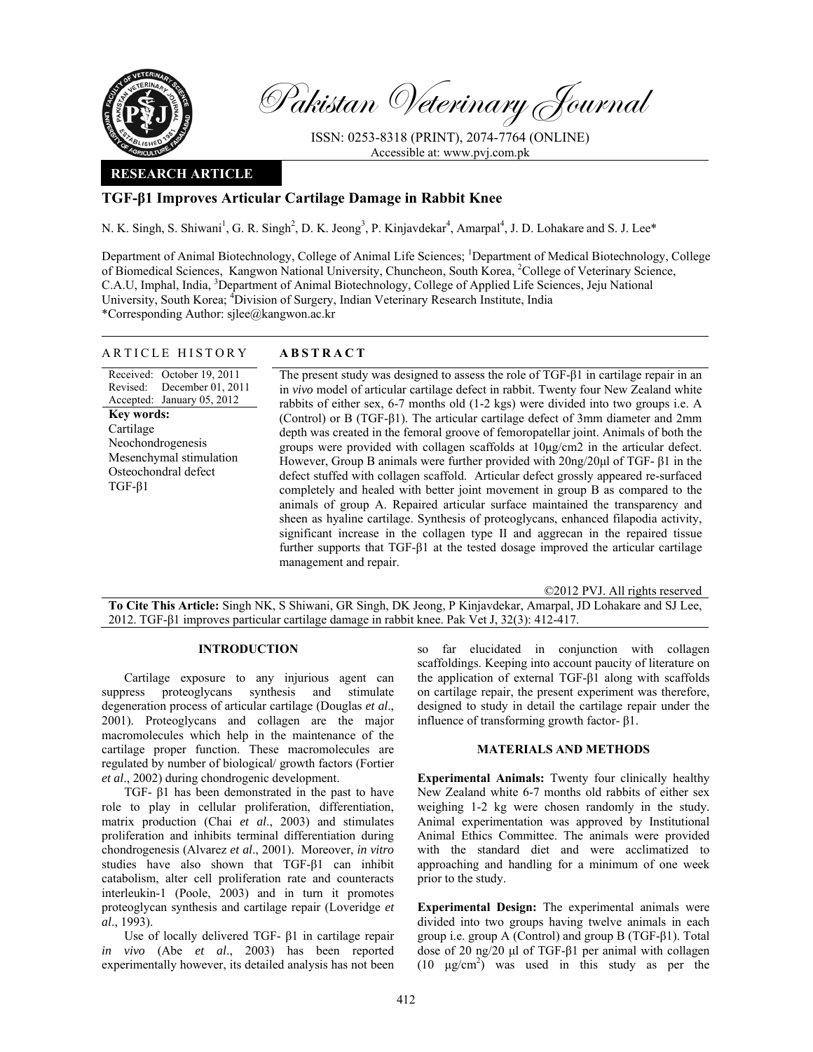# TGF-β1 Improves Articular Cartilage Damage in Rabbit Knee

N. K. Singh, S. Shiwani[1], G. R. Singh[2], D. K. Jeong[3], P. Kinjavdekar[4], Amarpal[4], J. D. Lohakare and S. J. Lee*

Department of Animal Biotechnology, College of Animal Life Sciences; [1]Department of Medical Biotechnology, College of Biomedical Sciences, Kangwon National University, Chuncheon, South Korea, [2]College of Veterinary Science, C.A.U, Imphal, India, [3]Department of Animal Biotechnology, College of Applied Life Sciences, Jeju National University, South Korea; [4]Division of Surgery, Indian Veterinary Research Institute, India

*Corresponding Author: sjlee@kangwon.ac.kr

## ARTICLE HISTORY

Received: October 19, 2011
Revised: December 01, 2011
Accepted: January 05, 2012

**Key words:**
Cartilage
Neochondrogenesis
Mesenchymal stimulation
Osteochondral defect
TGF-β1

## ABSTRACT

The present study was designed to assess the role of TGF-β1 in cartilage repair in an in *vivo* model of articular cartilage defect in rabbit. Twenty four New Zealand white rabbits of either sex, 6-7 months old (1-2 kgs) were divided into two groups i.e. A (Control) or B (TGF-β1). The articular cartilage defect of 3mm diameter and 2mm depth was created in the femoral groove of femoropatellar joint. Animals of both the groups were provided with collagen scaffolds at 10μg/cm2 in the articular defect. However, Group B animals were further provided with 20ng/20μl of TGF- β1 in the defect stuffed with collagen scaffold. Articular defect grossly appeared re-surfaced completely and healed with better joint movement in group B as compared to the animals of group A. Repaired articular surface maintained the transparency and sheen as hyaline cartilage. Synthesis of proteoglycans, enhanced filapodia activity, significant increase in the collagen type II and aggrecan in the repaired tissue further supports that TGF-β1 at the tested dosage improved the articular cartilage management and repair.

©2012 PVJ. All rights reserved

**To Cite This Article:** Singh NK, S Shiwani, GR Singh, DK Jeong, P Kinjavdekar, Amarpal, JD Lohakare and SJ Lee, 2012. TGF-β1 improves particular cartilage damage in rabbit knee. Pak Vet J, 32(3): 412-417.

## INTRODUCTION

Cartilage exposure to any injurious agent can suppress proteoglycans synthesis and stimulate degeneration process of articular cartilage (Douglas *et al*., 2001). Proteoglycans and collagen are the major macromolecules which help in the maintenance of the cartilage proper function. These macromolecules are regulated by number of biological/ growth factors (Fortier *et al*., 2002) during chondrogenic development.

TGF- β1 has been demonstrated in the past to have role to play in cellular proliferation, differentiation, matrix production (Chai *et al*., 2003) and stimulates proliferation and inhibits terminal differentiation during chondrogenesis (Alvarez *et al*., 2001). Moreover, *in vitro* studies have also shown that TGF-β1 can inhibit catabolism, alter cell proliferation rate and counteracts interleukin-1 (Poole, 2003) and in turn it promotes proteoglycan synthesis and cartilage repair (Loveridge *et al*., 1993).

Use of locally delivered TGF- β1 in cartilage repair *in vivo* (Abe *et al*., 2003) has been reported experimentally however, its detailed analysis has not been so far elucidated in conjunction with collagen scaffoldings. Keeping into account paucity of literature on the application of external TGF-β1 along with scaffolds on cartilage repair, the present experiment was therefore, designed to study in detail the cartilage repair under the influence of transforming growth factor- β1.

## MATERIALS AND METHODS

**Experimental Animals:** Twenty four clinically healthy New Zealand white 6-7 months old rabbits of either sex weighing 1-2 kg were chosen randomly in the study. Animal experimentation was approved by Institutional Animal Ethics Committee. The animals were provided with the standard diet and were acclimatized to approaching and handling for a minimum of one week prior to the study.

**Experimental Design:** The experimental animals were divided into two groups having twelve animals in each group i.e. group A (Control) and group B (TGF-β1). Total dose of 20 ng/20 μl of TGF-β1 per animal with collagen (10 $\mu g/cm^2$) was used in this study as per the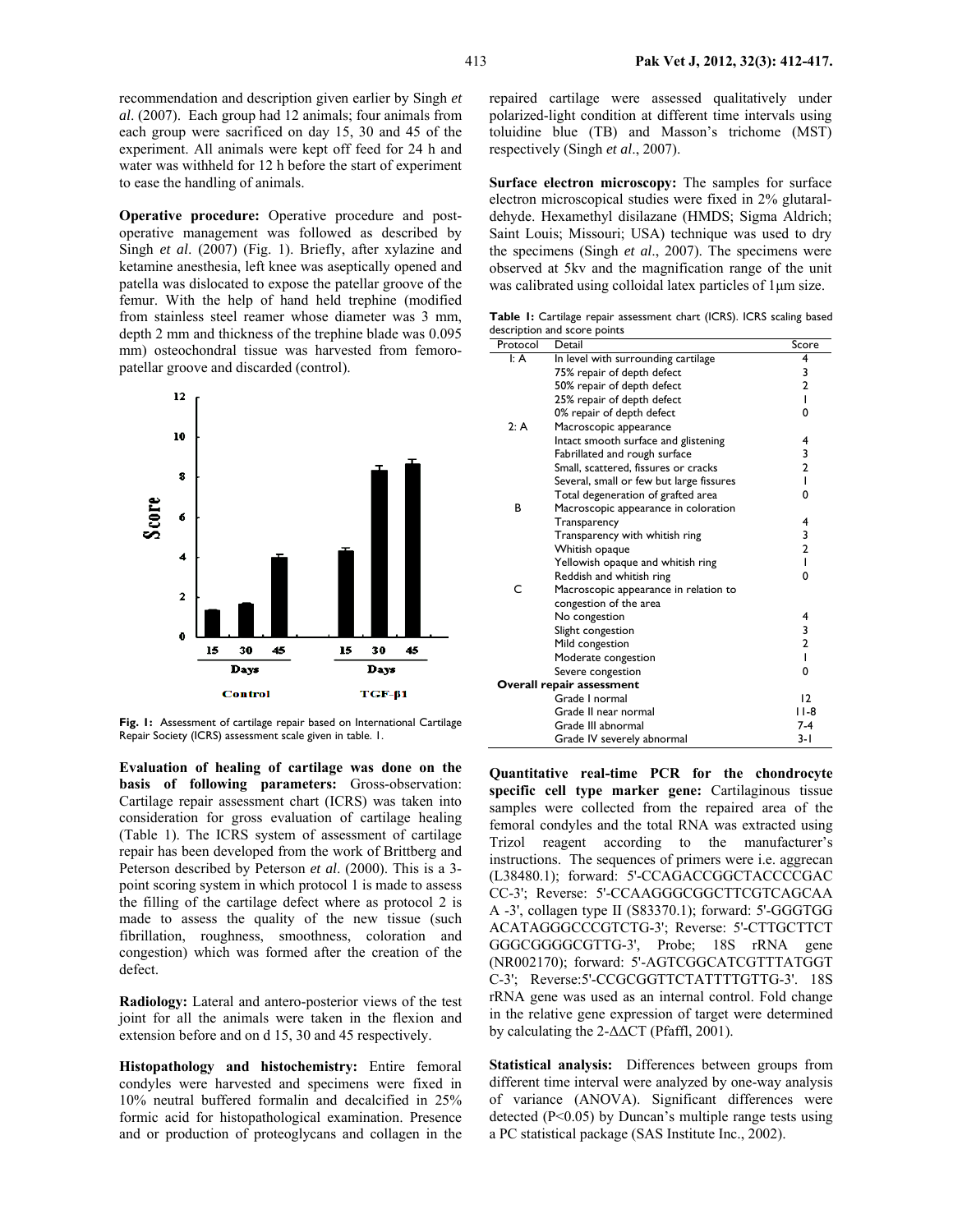recommendation and description given earlier by Singh *et al*. (2007). Each group had 12 animals; four animals from each group were sacrificed on day 15, 30 and 45 of the experiment. All animals were kept off feed for 24 h and water was withheld for 12 h before the start of experiment to ease the handling of animals.

**Operative procedure:** Operative procedure and post-operative management was followed as described by Singh *et al*. (2007) (Fig. 1). Briefly, after xylazine and ketamine anesthesia, left knee was aseptically opened and patella was dislocated to expose the patellar groove of the femur. With the help of hand held trephine (modified from stainless steel reamer whose diameter was 3 mm, depth 2 mm and thickness of the trephine blade was 0.095 mm) osteochondral tissue was harvested from femoro-patellar groove and discarded (control).

**Fig. 1:** Assessment of cartilage repair based on International Cartilage Repair Society (ICRS) assessment scale given in table. 1.

**Evaluation of healing of cartilage was done on the basis of following parameters:** Gross-observation: Cartilage repair assessment chart (ICRS) was taken into consideration for gross evaluation of cartilage healing (Table 1). The ICRS system of assessment of cartilage repair has been developed from the work of Brittberg and Peterson described by Peterson *et al*. (2000). This is a 3-point scoring system in which protocol 1 is made to assess the filling of the cartilage defect where as protocol 2 is made to assess the quality of the new tissue (such fibrillation, roughness, smoothness, coloration and congestion) which was formed after the creation of the defect.

**Radiology:** Lateral and antero-posterior views of the test joint for all the animals were taken in the flexion and extension before and on d 15, 30 and 45 respectively.

**Histopathology and histochemistry:** Entire femoral condyles were harvested and specimens were fixed in 10% neutral buffered formalin and decalcified in 25% formic acid for histopathological examination. Presence and or production of proteoglycans and collagen in the repaired cartilage were assessed qualitatively under polarized-light condition at different time intervals using toluidine blue (TB) and Masson's trichome (MST) respectively (Singh *et al*., 2007).

**Surface electron microscopy:** The samples for surface electron microscopical studies were fixed in 2% glutaral-dehyde. Hexamethyl disilazane (HMDS; Sigma Aldrich; Saint Louis; Missouri; USA) technique was used to dry the specimens (Singh *et al*., 2007). The specimens were observed at 5kv and the magnification range of the unit was calibrated using colloidal latex particles of 1μm size.

**Table 1:** Cartilage repair assessment chart (ICRS). ICRS scaling based description and score points

| Protocol | Detail | Score |
|---|---|---|
| I: A | In level with surrounding cartilage | 4 |
| | 75% repair of depth defect | 3 |
| | 50% repair of depth defect | 2 |
| | 25% repair of depth defect | 1 |
| | 0% repair of depth defect | 0 |
| 2: A | Macroscopic appearance | |
| | Intact smooth surface and glistening | 4 |
| | Fabrillated and rough surface | 3 |
| | Small, scattered, fissures or cracks | 2 |
| | Several, small or few but large fissures | 1 |
| | Total degeneration of grafted area | 0 |
| B | Macroscopic appearance in coloration | |
| | Transparency | 4 |
| | Transparency with whitish ring | 3 |
| | Whitish opaque | 2 |
| | Yellowish opaque and whitish ring | 1 |
| | Reddish and whitish ring | 0 |
| C | Macroscopic appearance in relation to congestion of the area | |
| | No congestion | 4 |
| | Slight congestion | 3 |
| | Mild congestion | 2 |
| | Moderate congestion | 1 |
| | Severe congestion | 0 |
| **Overall repair assessment** | | |
| | Grade I normal | 12 |
| | Grade II near normal | 11-8 |
| | Grade III abnormal | 7-4 |
| | Grade IV severely abnormal | 3-1 |

**Quantitative real-time PCR for the chondrocyte specific cell type marker gene:** Cartilaginous tissue samples were collected from the repaired area of the femoral condyles and the total RNA was extracted using Trizol reagent according to the manufacturer's instructions. The sequences of primers were i.e. aggrecan (L38480.1); forward: 5'-CCAGACCGGCTACCCCGAC CC-3'; Reverse: 5'-CCAAGGGCGGCTTCGTCAGCAA A -3', collagen type II (S83370.1); forward: 5'-GGGTGG ACATAGGGCCCGTCTG-3'; Reverse: 5'-CTTGCTTCT GGGCGGGGCGTTG-3', Probe; 18S rRNA gene (NR002170); forward: 5'-AGTCGGCATCGTTTATGGT C-3'; Reverse:5'-CCGCGGTTCTATTTTGTTG-3'. 18S rRNA gene was used as an internal control. Fold change in the relative gene expression of target were determined by calculating the $2^{-\Delta\Delta CT}$ (Pfaffl, 2001).

**Statistical analysis:** Differences between groups from different time interval were analyzed by one-way analysis of variance (ANOVA). Significant differences were detected ($P<0.05$) by Duncan's multiple range tests using a PC statistical package (SAS Institute Inc., 2002).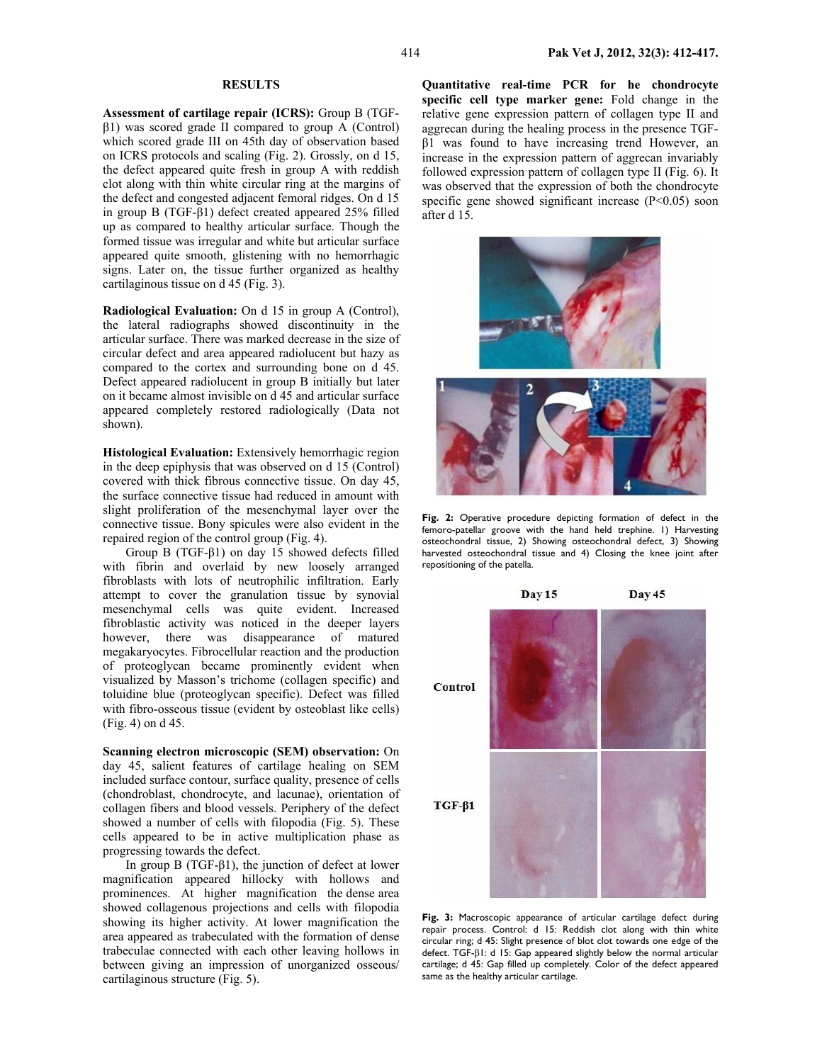## RESULTS

**Assessment of cartilage repair (ICRS):** Group B (TGF-β1) was scored grade II compared to group A (Control) which scored grade III on 45th day of observation based on ICRS protocols and scaling (Fig. 2). Grossly, on d 15, the defect appeared quite fresh in group A with reddish clot along with thin white circular ring at the margins of the defect and congested adjacent femoral ridges. On d 15 in group B (TGF-β1) defect created appeared 25% filled up as compared to healthy articular surface. Though the formed tissue was irregular and white but articular surface appeared quite smooth, glistening with no hemorrhagic signs. Later on, the tissue further organized as healthy cartilaginous tissue on d 45 (Fig. 3).

**Radiological Evaluation:** On d 15 in group A (Control), the lateral radiographs showed discontinuity in the articular surface. There was marked decrease in the size of circular defect and area appeared radiolucent but hazy as compared to the cortex and surrounding bone on d 45. Defect appeared radiolucent in group B initially but later on it became almost invisible on d 45 and articular surface appeared completely restored radiologically (Data not shown).

**Histological Evaluation:** Extensively hemorrhagic region in the deep epiphysis that was observed on d 15 (Control) covered with thick fibrous connective tissue. On day 45, the surface connective tissue had reduced in amount with slight proliferation of the mesenchymal layer over the connective tissue. Bony spicules were also evident in the repaired region of the control group (Fig. 4).

Group B (TGF-β1) on day 15 showed defects filled with fibrin and overlaid by new loosely arranged fibroblasts with lots of neutrophilic infiltration. Early attempt to cover the granulation tissue by synovial mesenchymal cells was quite evident. Increased fibroblastic activity was noticed in the deeper layers however, there was disappearance of matured megakaryocytes. Fibrocellular reaction and the production of proteoglycan became prominently evident when visualized by Masson's trichome (collagen specific) and toluidine blue (proteoglycan specific). Defect was filled with fibro-osseous tissue (evident by osteoblast like cells) (Fig. 4) on d 45.

**Scanning electron microscopic (SEM) observation:** On day 45, salient features of cartilage healing on SEM included surface contour, surface quality, presence of cells (chondroblast, chondrocyte, and lacunae), orientation of collagen fibers and blood vessels. Periphery of the defect showed a number of cells with filopodia (Fig. 5). These cells appeared to be in active multiplication phase as progressing towards the defect.

In group B (TGF-β1), the junction of defect at lower magnification appeared hillocky with hollows and prominences. At higher magnification the dense area showed collagenous projections and cells with filopodia showing its higher activity. At lower magnification the area appeared as trabeculated with the formation of dense trabeculae connected with each other leaving hollows in between giving an impression of unorganized osseous/ cartilaginous structure (Fig. 5).

**Quantitative real-time PCR for he chondrocyte specific cell type marker gene:** Fold change in the relative gene expression pattern of collagen type II and aggrecan during the healing process in the presence TGF-β1 was found to have increasing trend However, an increase in the expression pattern of aggrecan invariably followed expression pattern of collagen type II (Fig. 6). It was observed that the expression of both the chondrocyte specific gene showed significant increase ($P<0.05$) soon after d 15.

**Fig. 2:** Operative procedure depicting formation of defect in the femoro-patellar groove with the hand held trephine. 1) Harvesting osteochondral tissue, 2) Showing osteochondral defect, 3) Showing harvested osteochondral tissue and 4) Closing the knee joint after repositioning of the patella.

**Fig. 3:** Macroscopic appearance of articular cartilage defect during repair process. Control: d 15: Reddish clot along with thin white circular ring; d 45: Slight presence of blot clot towards one edge of the defect. TGF-β1: d 15: Gap appeared slightly below the normal articular cartilage; d 45: Gap filled up completely. Color of the defect appeared same as the healthy articular cartilage.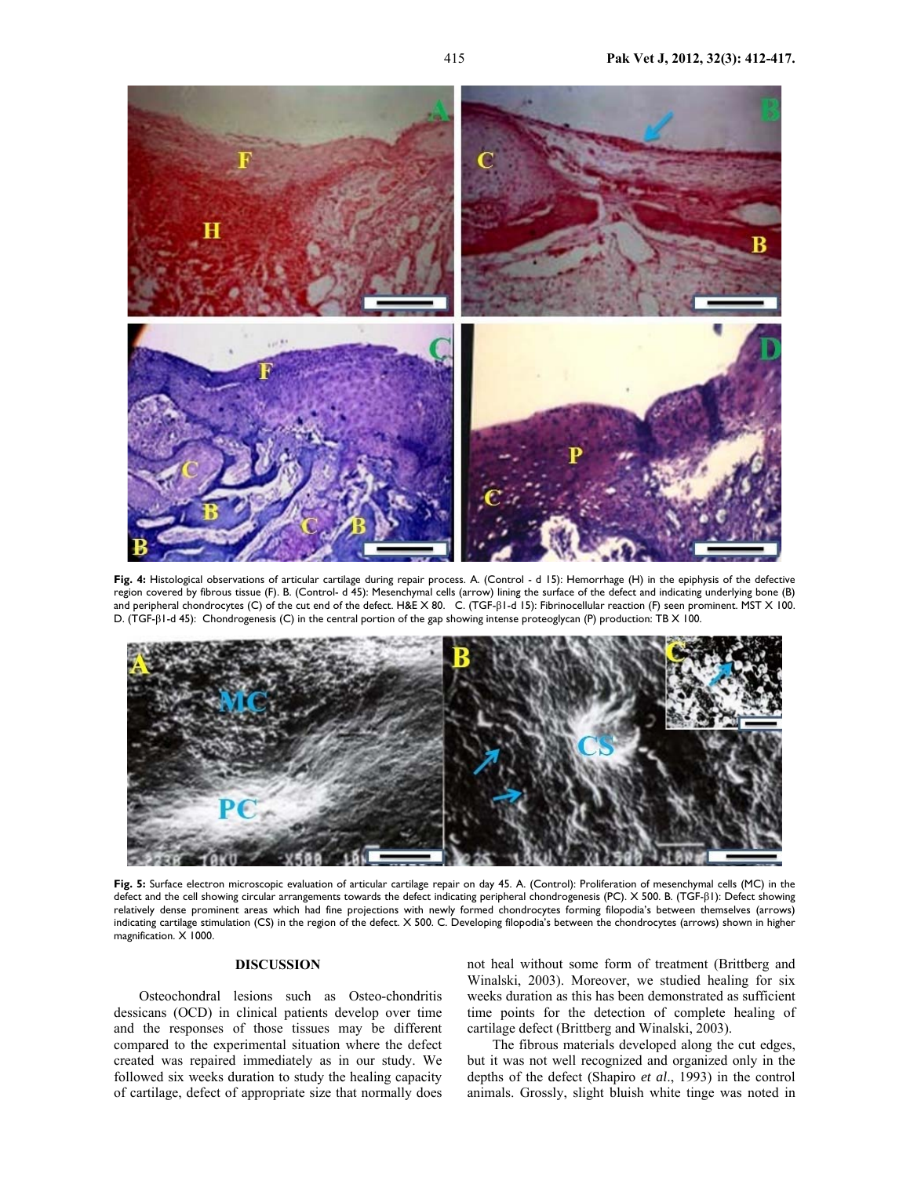**Fig. 4:** Histological observations of articular cartilage during repair process. A. (Control - d 15): Hemorrhage (H) in the epiphysis of the defective region covered by fibrous tissue (F). B. (Control- d 45): Mesenchymal cells (arrow) lining the surface of the defect and indicating underlying bone (B) and peripheral chondrocytes (C) of the cut end of the defect. H&E X 80. C. (TGF-β1-d 15): Fibrinocellular reaction (F) seen prominent. MST X 100. D. (TGF-β1-d 45): Chondrogenesis (C) in the central portion of the gap showing intense proteoglycan (P) production: TB X 100.

**Fig. 5:** Surface electron microscopic evaluation of articular cartilage repair on day 45. A. (Control): Proliferation of mesenchymal cells (MC) in the defect and the cell showing circular arrangements towards the defect indicating peripheral chondrogenesis (PC). X 500. B. (TGF-β1): Defect showing relatively dense prominent areas which had fine projections with newly formed chondrocytes forming filopodia's between themselves (arrows) indicating cartilage stimulation (CS) in the region of the defect. X 500. C. Developing filopodia's between the chondrocytes (arrows) shown in higher magnification. X 1000.

## DISCUSSION

Osteochondral lesions such as Osteo-chondritis dessicans (OCD) in clinical patients develop over time and the responses of those tissues may be different compared to the experimental situation where the defect created was repaired immediately as in our study. We followed six weeks duration to study the healing capacity of cartilage, defect of appropriate size that normally does not heal without some form of treatment (Brittberg and Winalski, 2003). Moreover, we studied healing for six weeks duration as this has been demonstrated as sufficient time points for the detection of complete healing of cartilage defect (Brittberg and Winalski, 2003).

The fibrous materials developed along the cut edges, but it was not well recognized and organized only in the depths of the defect (Shapiro *et al*., 1993) in the control animals. Grossly, slight bluish white tinge was noted in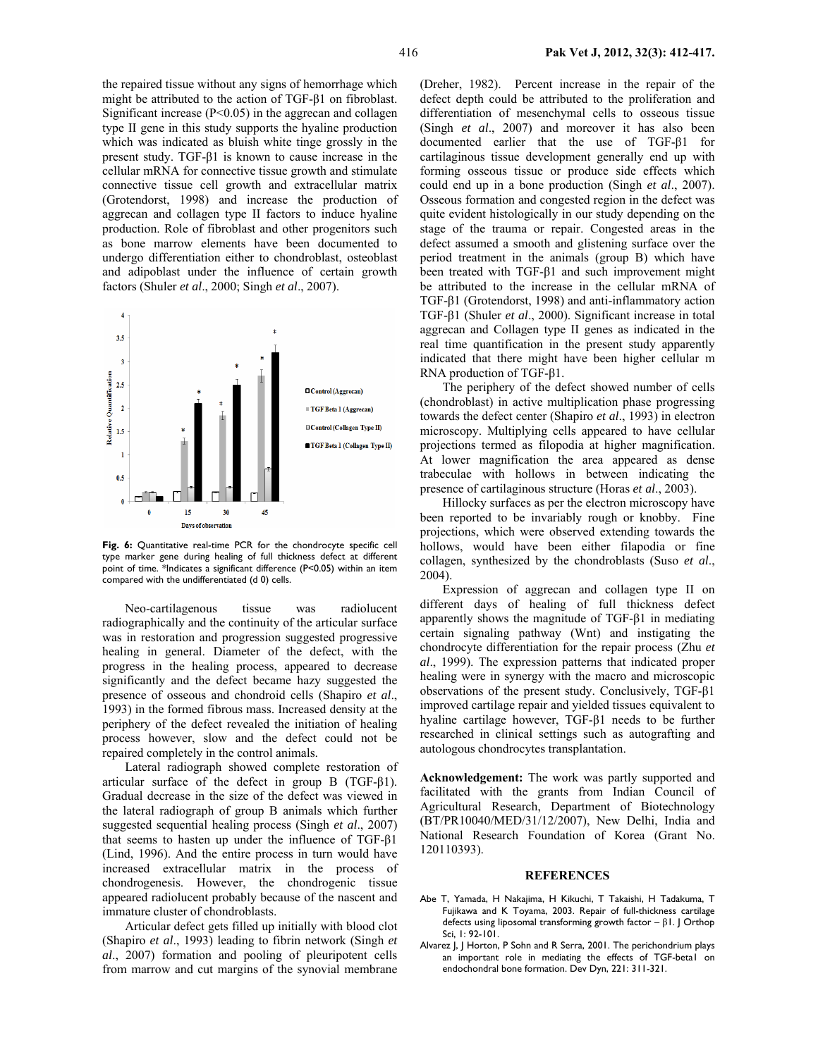the repaired tissue without any signs of hemorrhage which might be attributed to the action of TGF-β1 on fibroblast. Significant increase (P<0.05) in the aggrecan and collagen type II gene in this study supports the hyaline production which was indicated as bluish white tinge grossly in the present study. TGF-β1 is known to cause increase in the cellular mRNA for connective tissue growth and stimulate connective tissue cell growth and extracellular matrix (Grotendorst, 1998) and increase the production of aggrecan and collagen type II factors to induce hyaline production. Role of fibroblast and other progenitors such as bone marrow elements have been documented to undergo differentiation either to chondroblast, osteoblast and adipoblast under the influence of certain growth factors (Shuler *et al*., 2000; Singh *et al*., 2007).

**Fig. 6:** Quantitative real-time PCR for the chondrocyte specific cell type marker gene during healing of full thickness defect at different point of time. *Indicates a significant difference (P<0.05) within an item compared with the undifferentiated (d 0) cells.

Neo-cartilagenous tissue was radiolucent radiographically and the continuity of the articular surface was in restoration and progression suggested progressive healing in general. Diameter of the defect, with the progress in the healing process, appeared to decrease significantly and the defect became hazy suggested the presence of osseous and chondroid cells (Shapiro *et al*., 1993) in the formed fibrous mass. Increased density at the periphery of the defect revealed the initiation of healing process however, slow and the defect could not be repaired completely in the control animals.

Lateral radiograph showed complete restoration of articular surface of the defect in group B (TGF-β1). Gradual decrease in the size of the defect was viewed in the lateral radiograph of group B animals which further suggested sequential healing process (Singh *et al*., 2007) that seems to hasten up under the influence of TGF-β1 (Lind, 1996). And the entire process in turn would have increased extracellular matrix in the process of chondrogenesis. However, the chondrogenic tissue appeared radiolucent probably because of the nascent and immature cluster of chondroblasts.

Articular defect gets filled up initially with blood clot (Shapiro *et al*., 1993) leading to fibrin network (Singh *et al*., 2007) formation and pooling of pleuripotent cells from marrow and cut margins of the synovial membrane (Dreher, 1982). Percent increase in the repair of the defect depth could be attributed to the proliferation and differentiation of mesenchymal cells to osseous tissue (Singh *et al*., 2007) and moreover it has also been documented earlier that the use of TGF-β1 for cartilaginous tissue development generally end up with forming osseous tissue or produce side effects which could end up in a bone production (Singh *et al*., 2007). Osseous formation and congested region in the defect was quite evident histologically in our study depending on the stage of the trauma or repair. Congested areas in the defect assumed a smooth and glistening surface over the period treatment in the animals (group B) which have been treated with TGF-β1 and such improvement might be attributed to the increase in the cellular mRNA of TGF-β1 (Grotendorst, 1998) and anti-inflammatory action TGF-β1 (Shuler *et al*., 2000). Significant increase in total aggrecan and Collagen type II genes as indicated in the real time quantification in the present study apparently indicated that there might have been higher cellular m RNA production of TGF-β1.

The periphery of the defect showed number of cells (chondroblast) in active multiplication phase progressing towards the defect center (Shapiro *et al*., 1993) in electron microscopy. Multiplying cells appeared to have cellular projections termed as filopodia at higher magnification. At lower magnification the area appeared as dense trabeculae with hollows in between indicating the presence of cartilaginous structure (Horas *et al*., 2003).

Hillocky surfaces as per the electron microscopy have been reported to be invariably rough or knobby. Fine projections, which were observed extending towards the hollows, would have been either filapodia or fine collagen, synthesized by the chondroblasts (Suso *et al*., 2004).

Expression of aggrecan and collagen type II on different days of healing of full thickness defect apparently shows the magnitude of TGF-β1 in mediating certain signaling pathway (Wnt) and instigating the chondrocyte differentiation for the repair process (Zhu *et al*., 1999). The expression patterns that indicated proper healing were in synergy with the macro and microscopic observations of the present study. Conclusively, TGF-β1 improved cartilage repair and yielded tissues equivalent to hyaline cartilage however, TGF-β1 needs to be further researched in clinical settings such as autografting and autologous chondrocytes transplantation.

**Acknowledgement:** The work was partly supported and facilitated with the grants from Indian Council of Agricultural Research, Department of Biotechnology (BT/PR10040/MED/31/12/2007), New Delhi, India and National Research Foundation of Korea (Grant No. 120110393).

## REFERENCES

Abe T, Yamada, H Nakajima, H Kikuchi, H Takaishi, H Tadakuma, T Fujikawa and K Toyama, 2003. Repair of full-thickness cartilage defects using liposomal transforming growth factor – β1. J Orthop Sci, 1: 92-101.

Alvarez J, J Horton, P Sohn and R Serra, 2001. The perichondrium plays an important role in mediating the effects of TGF-beta1 on endochondral bone formation. Dev Dyn, 221: 311-321.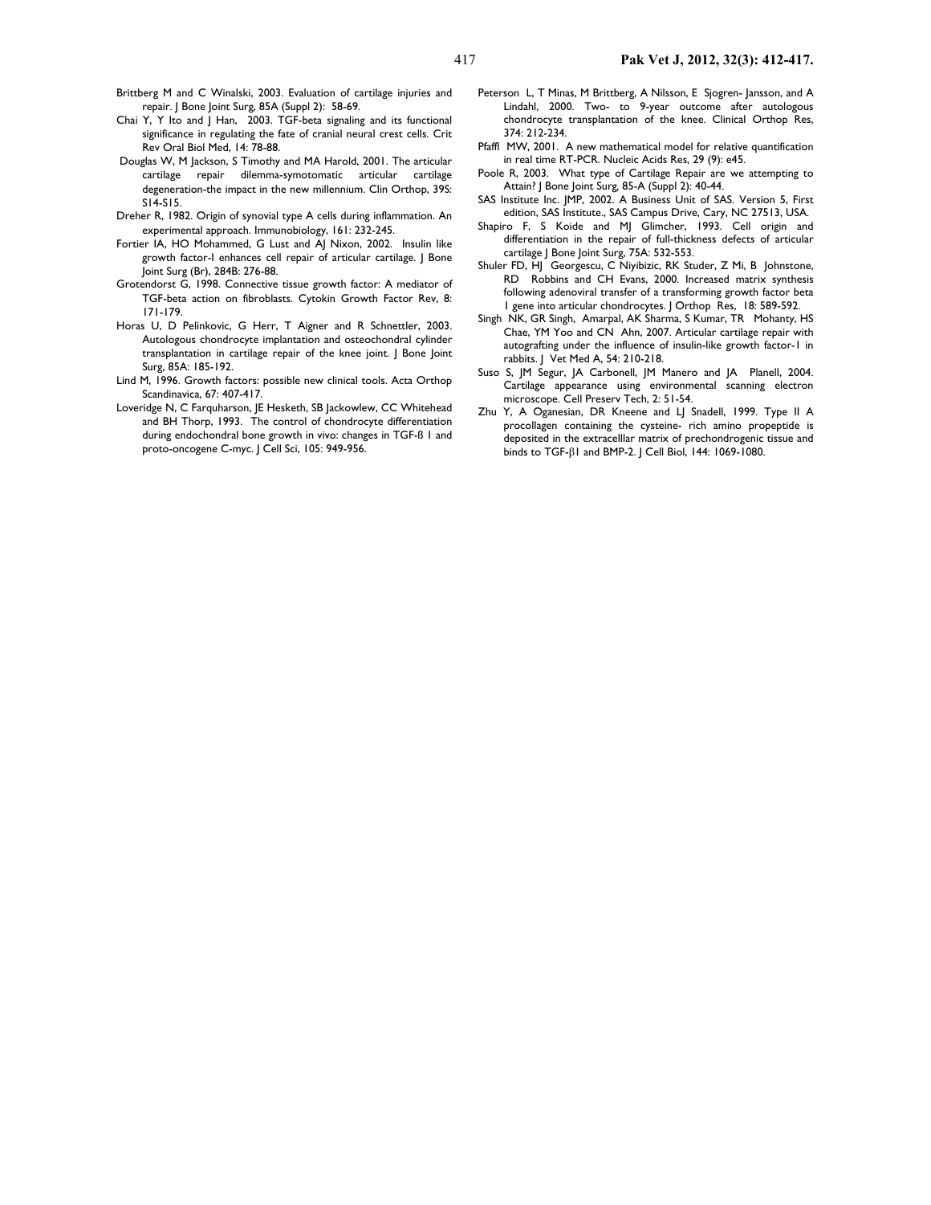Brittberg M and C Winalski, 2003. Evaluation of cartilage injuries and repair. J Bone Joint Surg, 85A (Suppl 2): 58-69.

Chai Y, Y Ito and J Han, 2003. TGF-beta signaling and its functional significance in regulating the fate of cranial neural crest cells. Crit Rev Oral Biol Med, 14: 78-88.

Douglas W, M Jackson, S Timothy and MA Harold, 2001. The articular cartilage repair dilemma-symotomatic articular cartilage degeneration-the impact in the new millennium. Clin Orthop, 39S: S14-S15.

Dreher R, 1982. Origin of synovial type A cells during inflammation. An experimental approach. Immunobiology, 161: 232-245.

Fortier IA, HO Mohammed, G Lust and AJ Nixon, 2002. Insulin like growth factor-I enhances cell repair of articular cartilage. J Bone Joint Surg (Br), 284B: 276-88.

Grotendorst G, 1998. Connective tissue growth factor: A mediator of TGF-beta action on fibroblasts. Cytokin Growth Factor Rev, 8: 171-179.

Horas U, D Pelinkovic, G Herr, T Aigner and R Schnettler, 2003. Autologous chondrocyte implantation and osteochondral cylinder transplantation in cartilage repair of the knee joint. J Bone Joint Surg, 85A: 185-192.

Lind M, 1996. Growth factors: possible new clinical tools. Acta Orthop Scandinavica, 67: 407-417.

Loveridge N, C Farquharson, JE Hesketh, SB Jackowlew, CC Whitehead and BH Thorp, 1993. The control of chondrocyte differentiation during endochondral bone growth in vivo: changes in TGF-ß 1 and proto-oncogene C-myc. J Cell Sci, 105: 949-956.

Peterson L, T Minas, M Brittberg, A Nilsson, E Sjogren- Jansson, and A Lindahl, 2000. Two- to 9-year outcome after autologous chondrocyte transplantation of the knee. Clinical Orthop Res, 374: 212-234.

Pfaffl MW, 2001. A new mathematical model for relative quantification in real time RT-PCR. Nucleic Acids Res, 29 (9): e45.

Poole R, 2003. What type of Cartilage Repair are we attempting to Attain? J Bone Joint Surg, 85-A (Suppl 2): 40-44.

SAS Institute Inc. JMP, 2002. A Business Unit of SAS. Version 5, First edition, SAS Institute., SAS Campus Drive, Cary, NC 27513, USA.

Shapiro F, S Koide and MJ Glimcher, 1993. Cell origin and differentiation in the repair of full-thickness defects of articular cartilage J Bone Joint Surg, 75A: 532-553.

Shuler FD, HJ Georgescu, C Niyibizic, RK Studer, Z Mi, B Johnstone, RD Robbins and CH Evans, 2000. Increased matrix synthesis following adenoviral transfer of a transforming growth factor beta 1 gene into articular chondrocytes. J Orthop Res, 18: 589-592.

Singh NK, GR Singh, Amarpal, AK Sharma, S Kumar, TR Mohanty, HS Chae, YM Yoo and CN Ahn, 2007. Articular cartilage repair with autografting under the influence of insulin-like growth factor-1 in rabbits. J Vet Med A, 54: 210-218.

Suso S, JM Segur, JA Carbonell, JM Manero and JA Planell, 2004. Cartilage appearance using environmental scanning electron microscope. Cell Preserv Tech, 2: 51-54.

Zhu Y, A Oganesian, DR Kneene and LJ Snadell, 1999. Type II A procollagen containing the cysteine- rich amino propeptide is deposited in the extracelllar matrix of prechondrogenic tissue and binds to TGF-β1 and BMP-2. J Cell Biol, 144: 1069-1080.